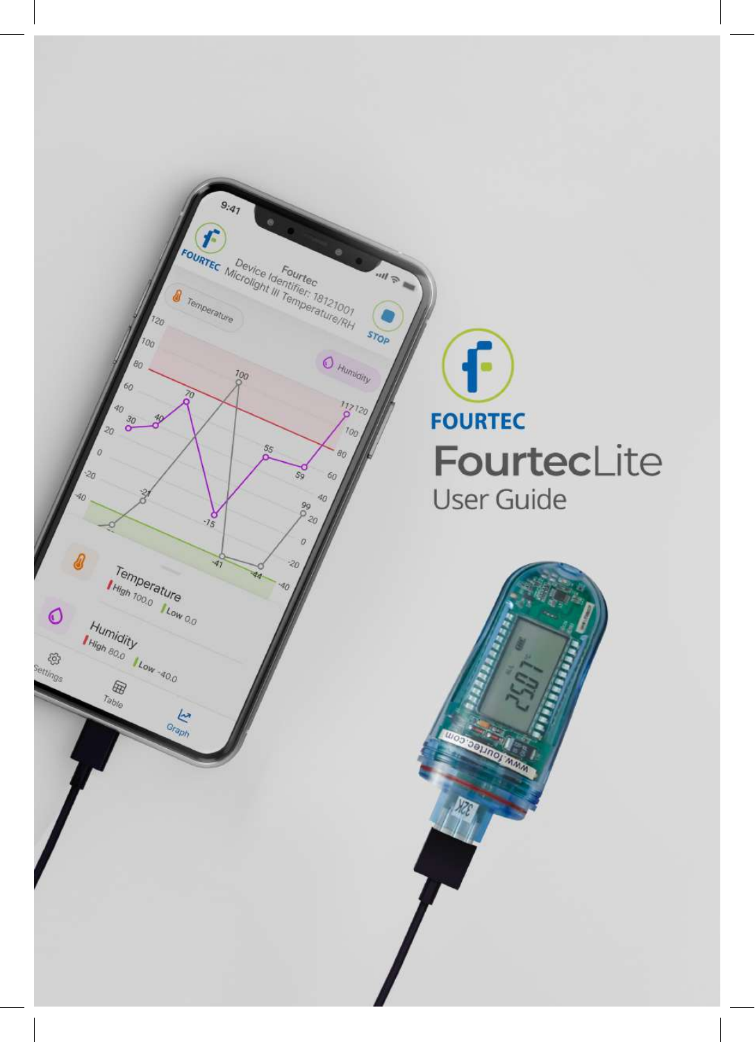FOURTEC

# FourtecLite

## User Guide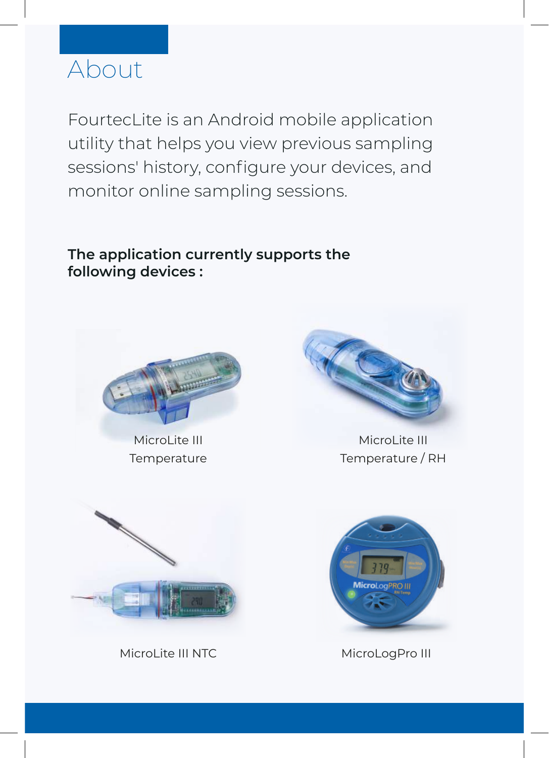# About

FourtecLite is an Android mobile application utility that helps you view previous sampling sessions' history, configure your devices, and monitor online sampling sessions.

**The application currently supports the following devices :**

MicroLite III Temperature

MicroLite III Temperature / RH

MicroLite III NTC

MicroLogPro III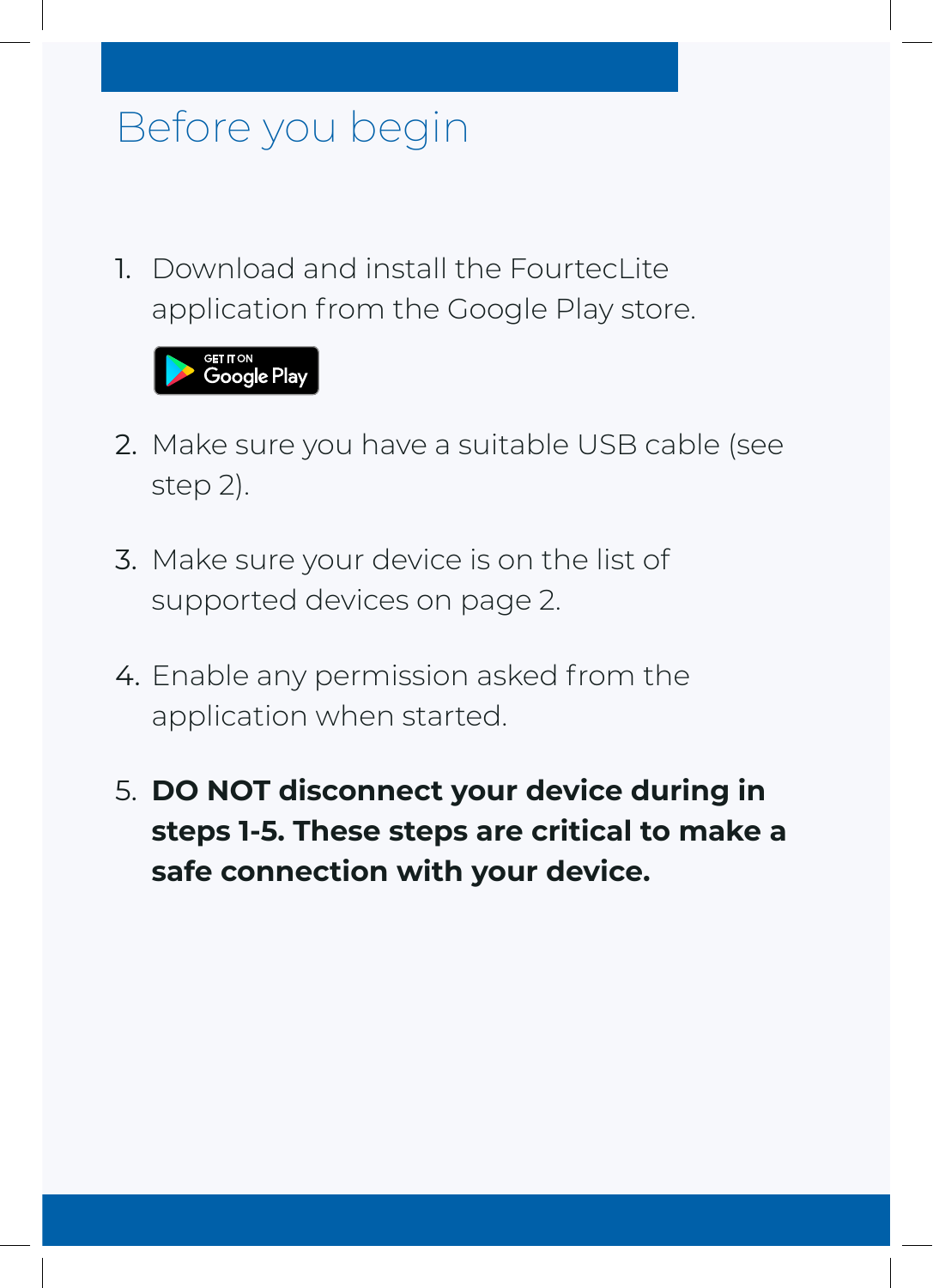# Before you begin

1. Download and install the FourtecLite application from the Google Play store.

   GET IT ON Google Play

2. Make sure you have a suitable USB cable (see step 2).

3. Make sure your device is on the list of supported devices on page 2.

4. Enable any permission asked from the application when started.

5. **DO NOT disconnect your device during in steps 1-5. These steps are critical to make a safe connection with your device.**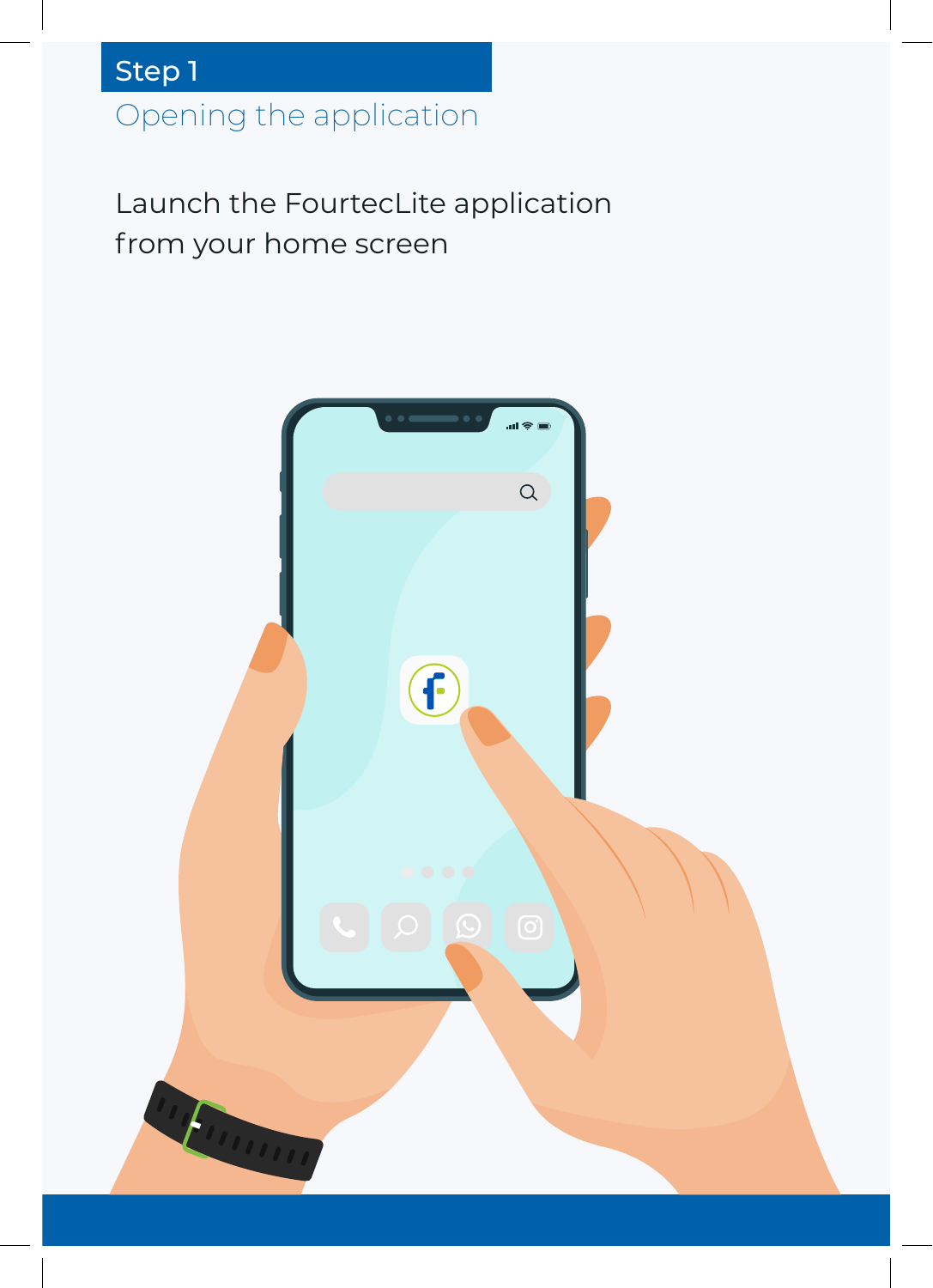## Step 1

### Opening the application

Launch the FourtecLite application from your home screen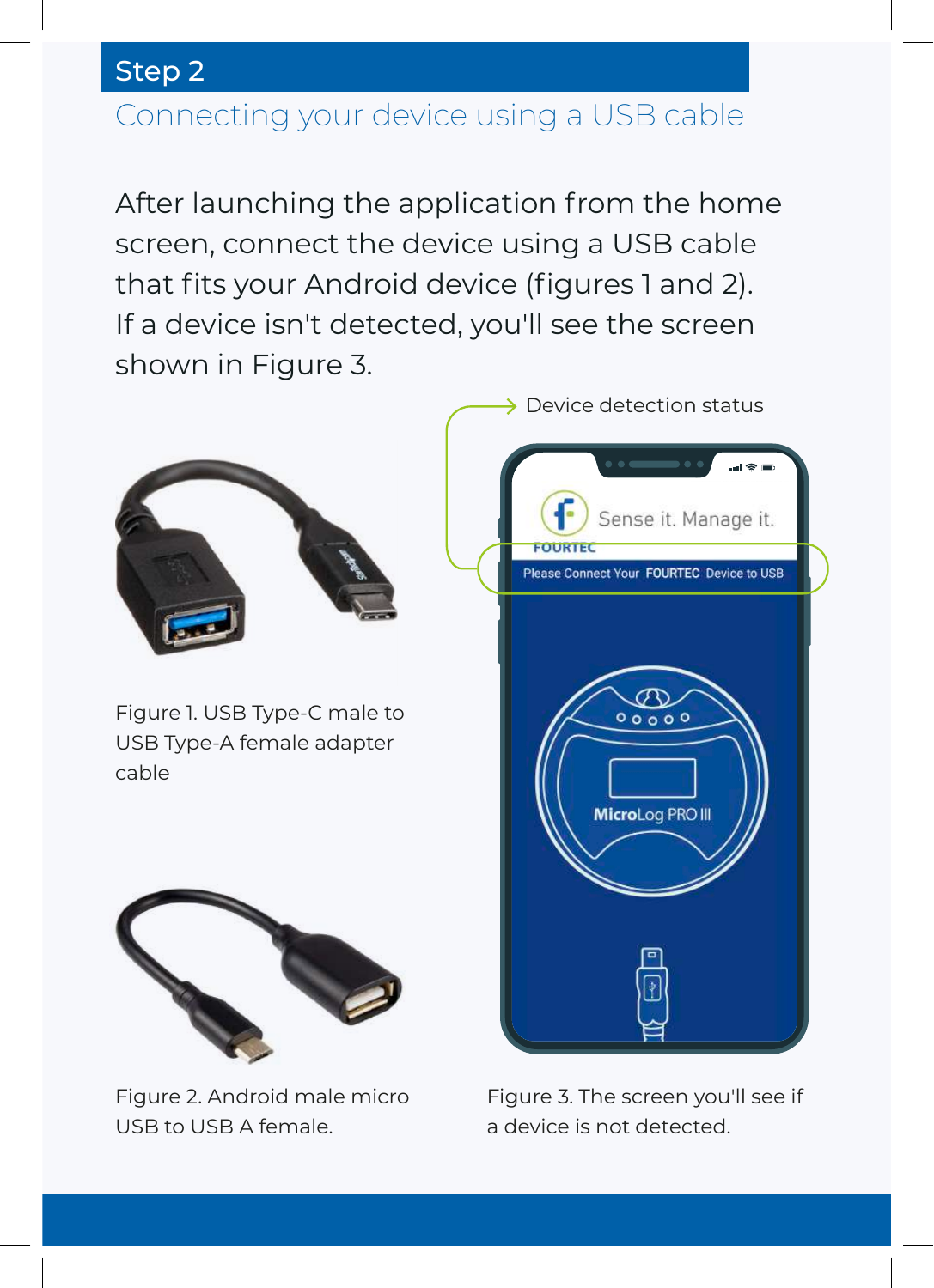## Step 2

### Connecting your device using a USB cable

After launching the application from the home screen, connect the device using a USB cable that fits your Android device (figures 1 and 2). If a device isn't detected, you'll see the screen shown in Figure 3.

Device detection status

Figure 1. USB Type-C male to USB Type-A female adapter cable

Figure 2. Android male micro USB to USB A female.

Figure 3. The screen you'll see if a device is not detected.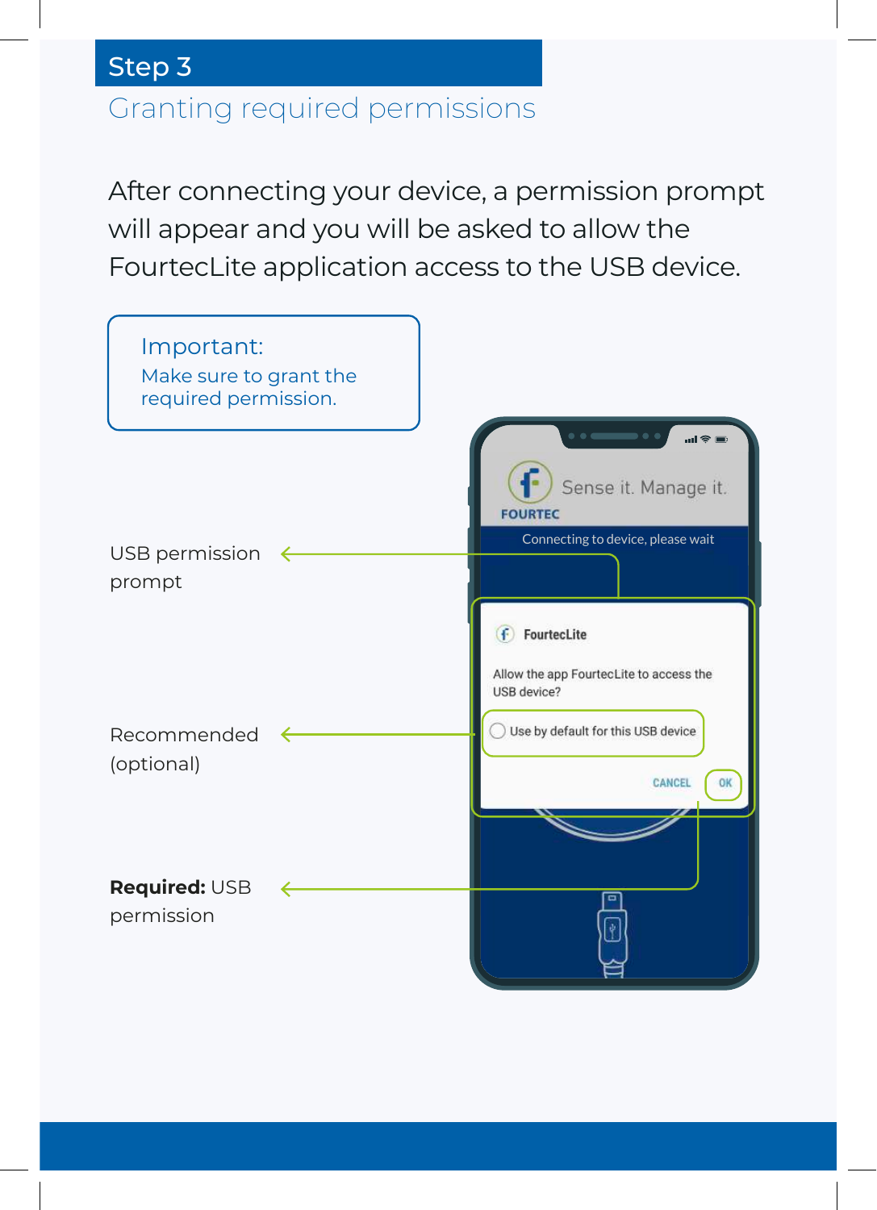## Step 3

### Granting required permissions

After connecting your device, a permission prompt will appear and you will be asked to allow the FourtecLite application access to the USB device.

> **Important:**
> Make sure to grant the required permission.

USB permission prompt

Recommended (optional)

**Required:** USB permission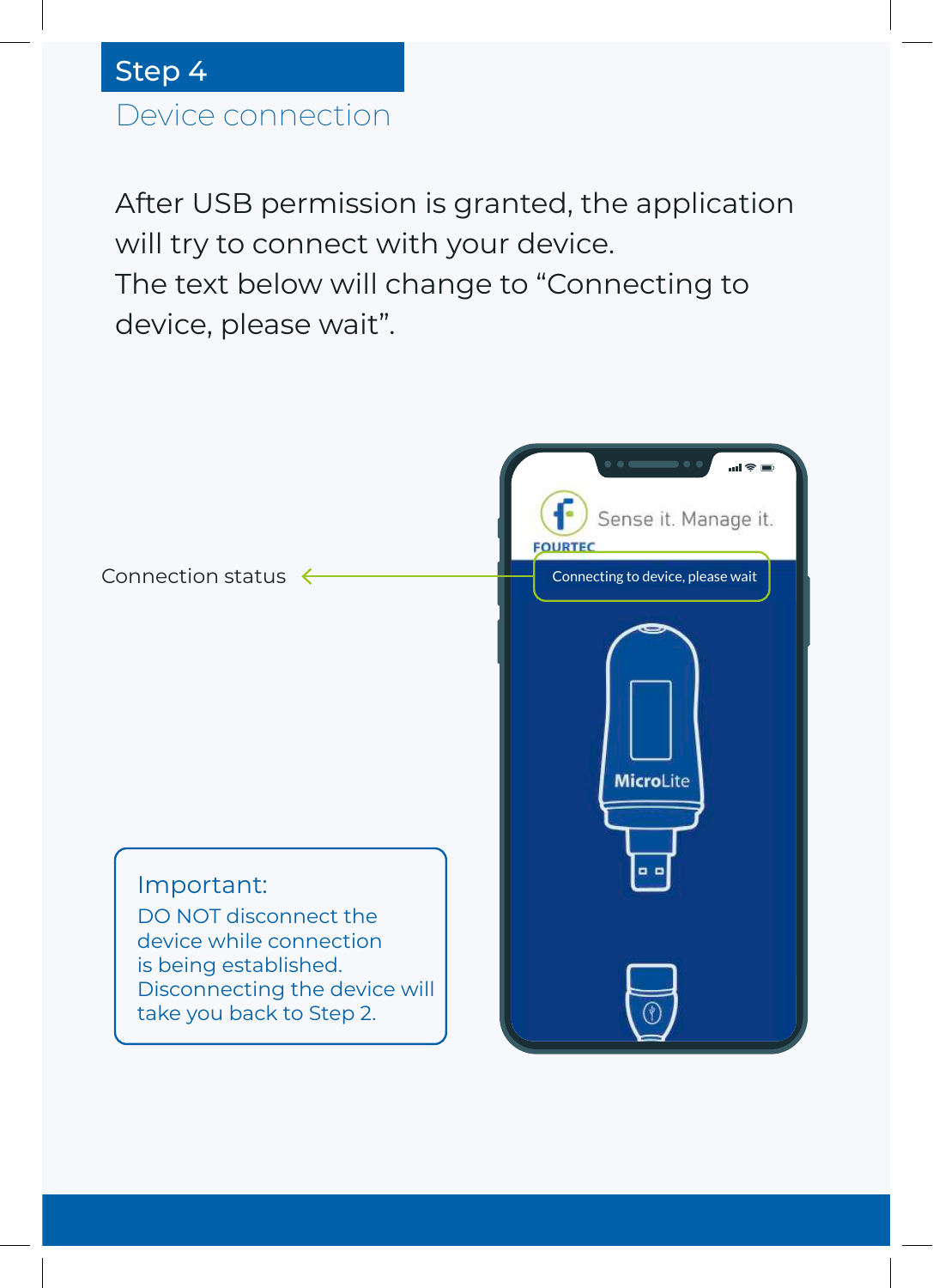## Step 4

### Device connection

After USB permission is granted, the application will try to connect with your device.
The text below will change to “Connecting to device, please wait”.

Connection status

Connecting to device, please wait

**Important:**
DO NOT disconnect the device while connection is being established.
Disconnecting the device will take you back to Step 2.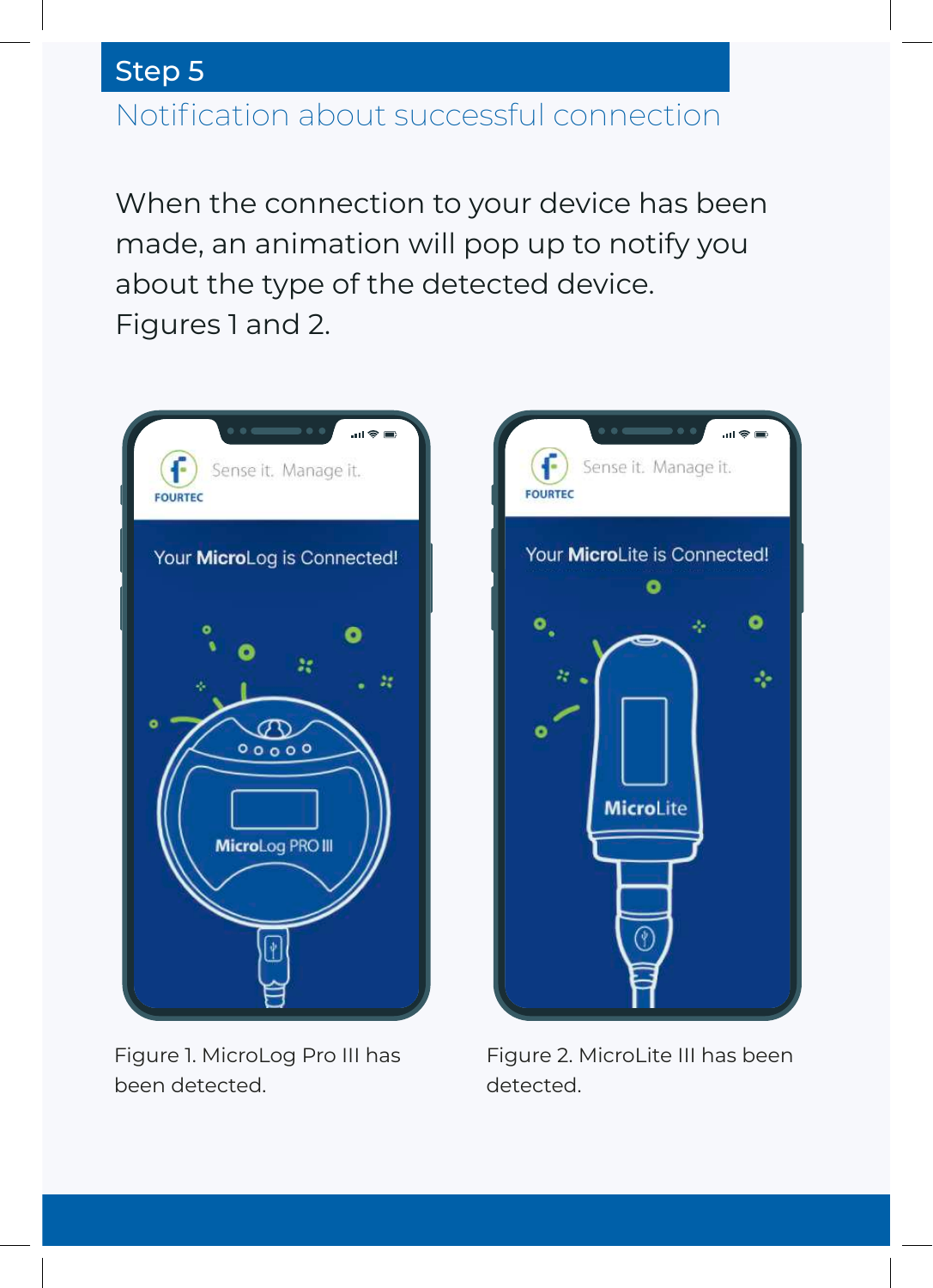## Step 5

### Notification about successful connection

When the connection to your device has been made, an animation will pop up to notify you about the type of the detected device. Figures 1 and 2.

Figure 1. MicroLog Pro III has been detected.

Figure 2. MicroLite III has been detected.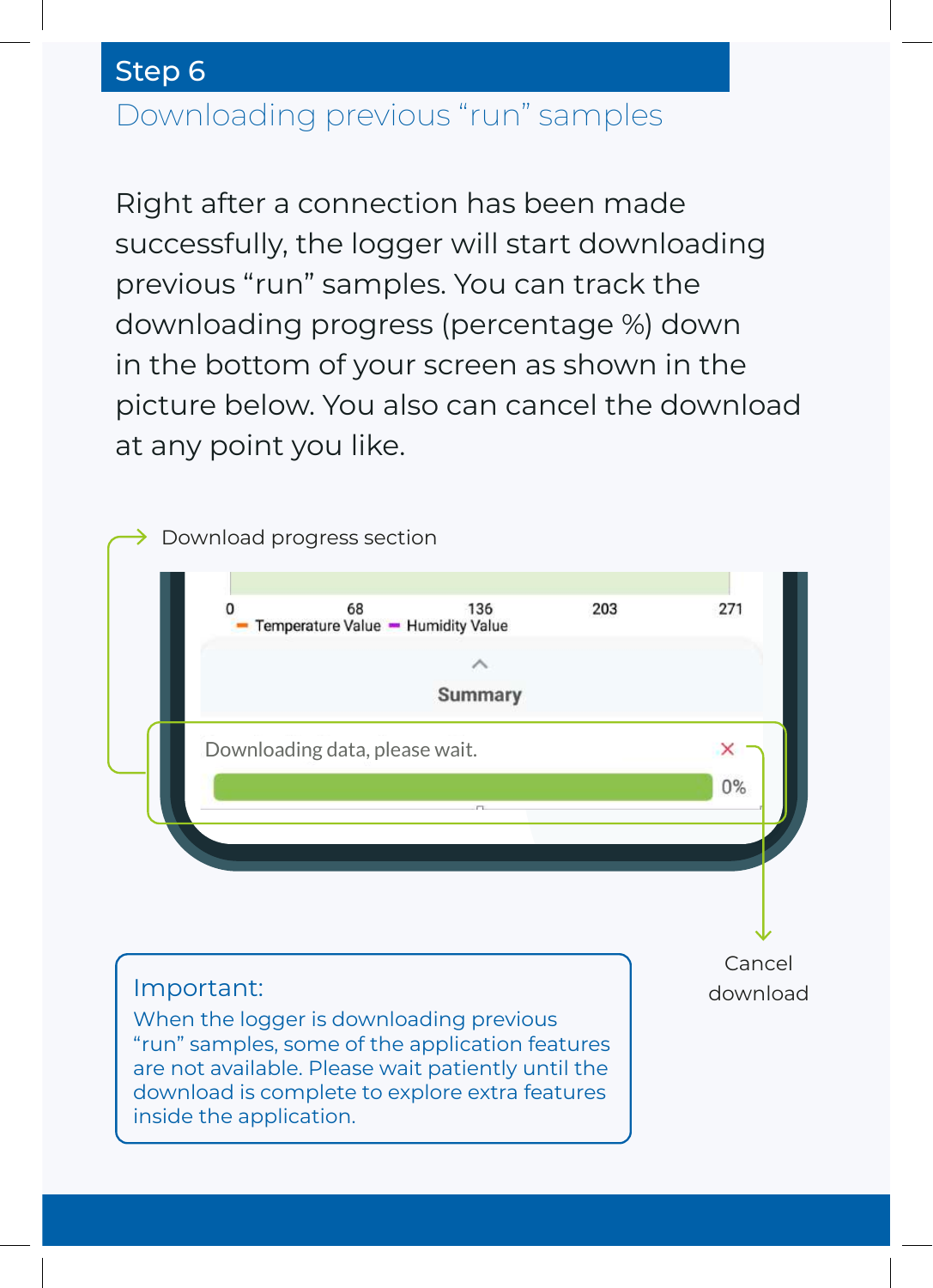## Step 6

### Downloading previous “run” samples

Right after a connection has been made successfully, the logger will start downloading previous “run” samples. You can track the downloading progress (percentage %) down in the bottom of your screen as shown in the picture below. You also can cancel the download at any point you like.

Download progress section

Cancel download

**Important:**

When the logger is downloading previous “run” samples, some of the application features are not available. Please wait patiently until the download is complete to explore extra features inside the application.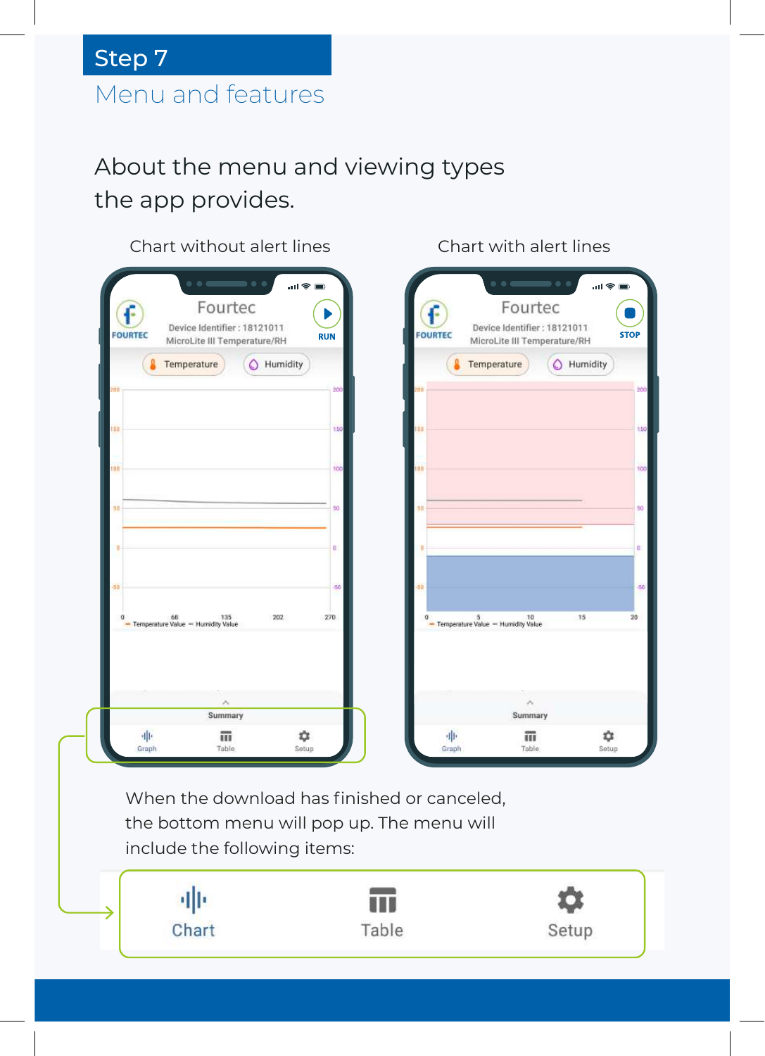## Step 7

### Menu and features

About the menu and viewing types the app provides.

Chart without alert lines

Chart with alert lines

When the download has finished or canceled, the bottom menu will pop up. The menu will include the following items:

Chart

Table

Setup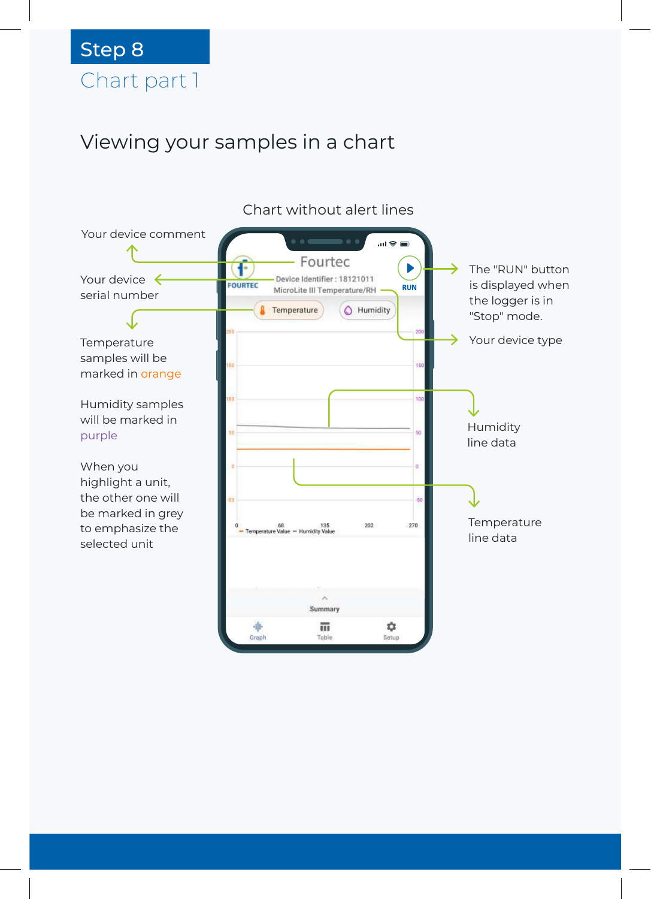# Step 8

## Chart part 1

### Viewing your samples in a chart

Chart without alert lines

Your device comment

Your device serial number

Temperature samples will be marked in orange

Humidity samples will be marked in purple

When you highlight a unit, the other one will be marked in grey to emphasize the selected unit

The "RUN" button is displayed when the logger is in "Stop" mode.

Your device type

Humidity line data

Temperature line data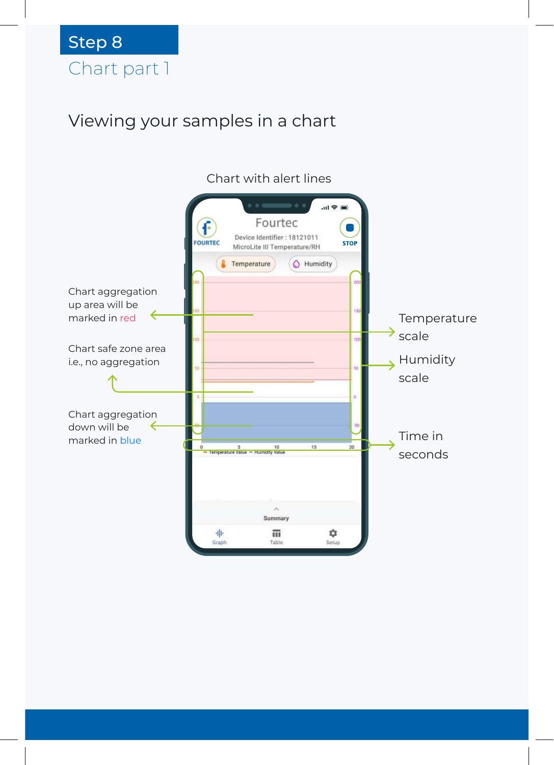# Step 8

## Chart part 1

### Viewing your samples in a chart

Chart with alert lines

Chart aggregation up area will be marked in red

Chart safe zone area i.e., no aggregation

Chart aggregation down will be marked in blue

Temperature scale

Humidity scale

Time in seconds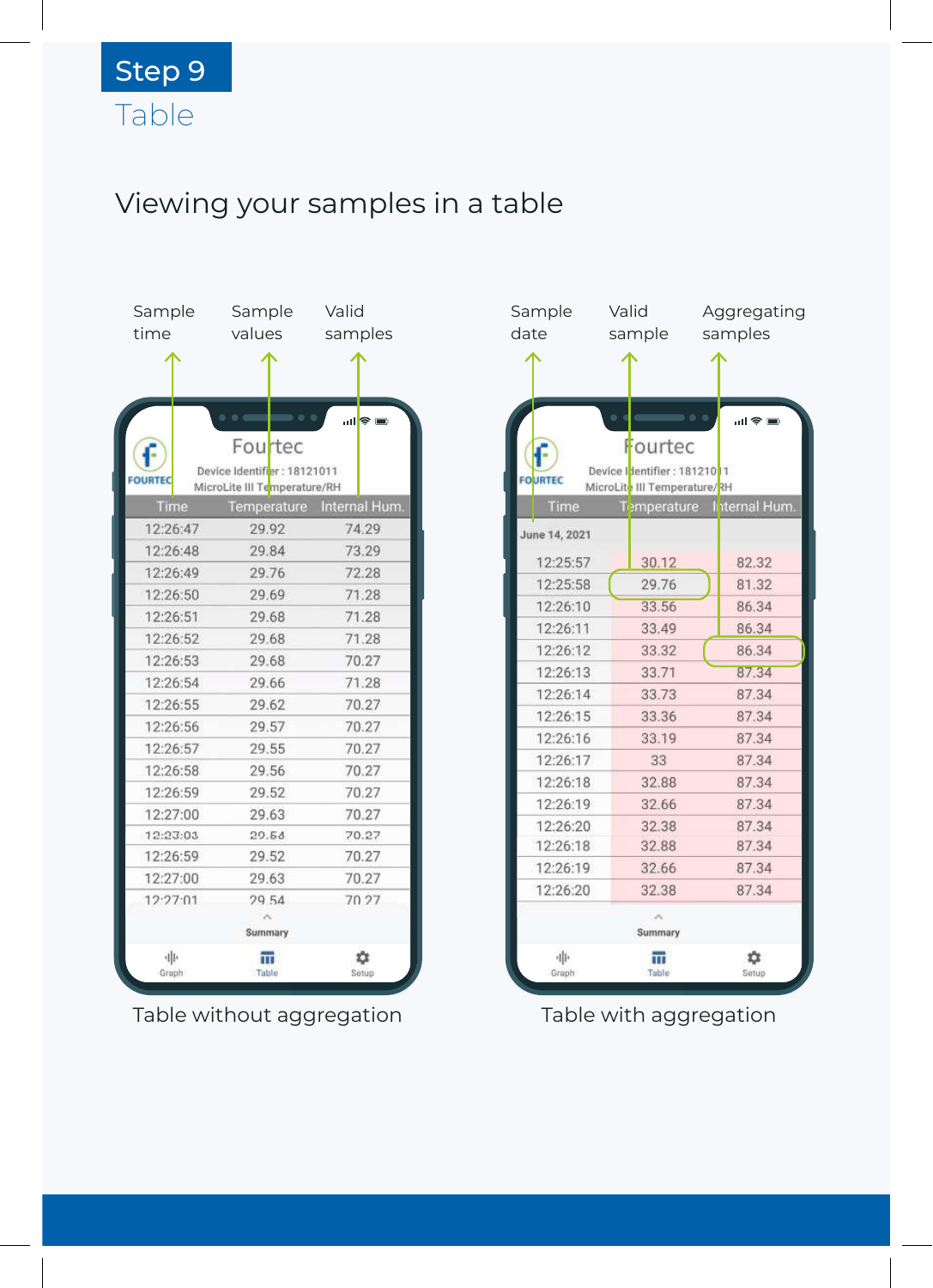# Step 9

## Table

### Viewing your samples in a table

Sample time — Sample values — Valid samples

**Fourtec**

Device Identifier : 18121011

MicroLite III Temperature/RH

| Time | Temperature | Internal Hum. |
|---|---|---|
| 12:26:47 | 29.92 | 74.29 |
| 12:26:48 | 29.84 | 73.29 |
| 12:26:49 | 29.76 | 72.28 |
| 12:26:50 | 29.69 | 71.28 |
| 12:26:51 | 29.68 | 71.28 |
| 12:26:52 | 29.68 | 71.28 |
| 12:26:53 | 29.68 | 70.27 |
| 12:26:54 | 29.66 | 71.28 |
| 12:26:55 | 29.62 | 70.27 |
| 12:26:56 | 29.57 | 70.27 |
| 12:26:57 | 29.55 | 70.27 |
| 12:26:58 | 29.56 | 70.27 |
| 12:26:59 | 29.52 | 70.27 |
| 12:27:00 | 29.63 | 70.27 |
| 12:23:03 | 29.54 | 70.27 |
| 12:26:59 | 29.52 | 70.27 |
| 12:27:00 | 29.63 | 70.27 |
| 12:27:01 | 29.54 | 70.27 |

Summary

Graph | Table | Setup

Table without aggregation

Sample date — Valid sample — Aggregating samples

**Fourtec**

Device Identifier : 18121011

MicroLite III Temperature/RH

| Time | Temperature | Internal Hum. |
|---|---|---|
| June 14, 2021 | | |
| 12:25:57 | 30.12 | 82.32 |
| 12:25:58 | 29.76 | 81.32 |
| 12:26:10 | 33.56 | 86.34 |
| 12:26:11 | 33.49 | 86.34 |
| 12:26:12 | 33.32 | 86.34 |
| 12:26:13 | 33.71 | 87.34 |
| 12:26:14 | 33.73 | 87.34 |
| 12:26:15 | 33.36 | 87.34 |
| 12:26:16 | 33.19 | 87.34 |
| 12:26:17 | 33 | 87.34 |
| 12:26:18 | 32.88 | 87.34 |
| 12:26:19 | 32.66 | 87.34 |
| 12:26:20 | 32.38 | 87.34 |
| 12:26:18 | 32.88 | 87.34 |
| 12:26:19 | 32.66 | 87.34 |
| 12:26:20 | 32.38 | 87.34 |

Summary

Graph | Table | Setup

Table with aggregation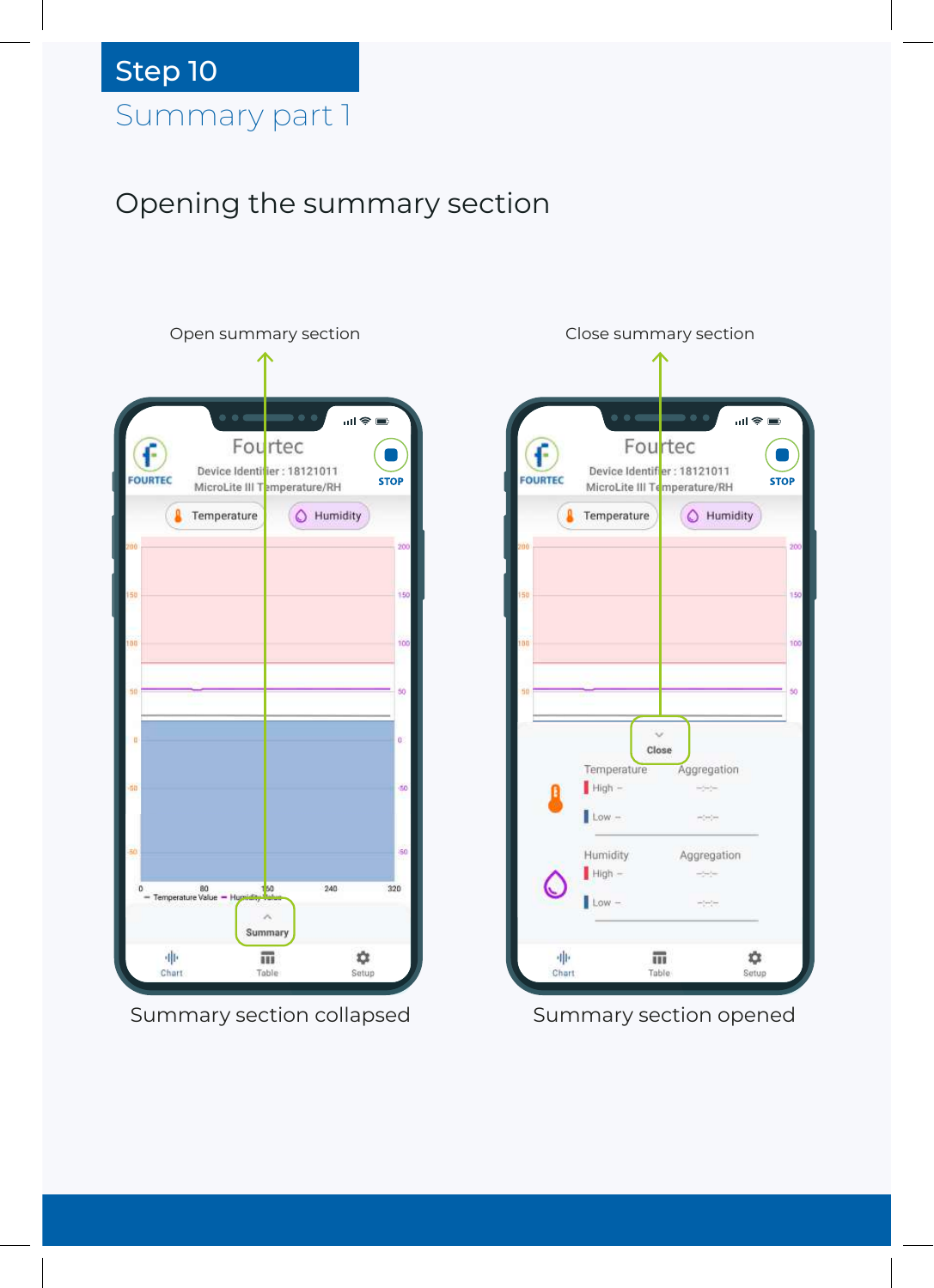# Step 10

## Summary part 1

### Opening the summary section

Open summary section

Close summary section

Summary section collapsed

Summary section opened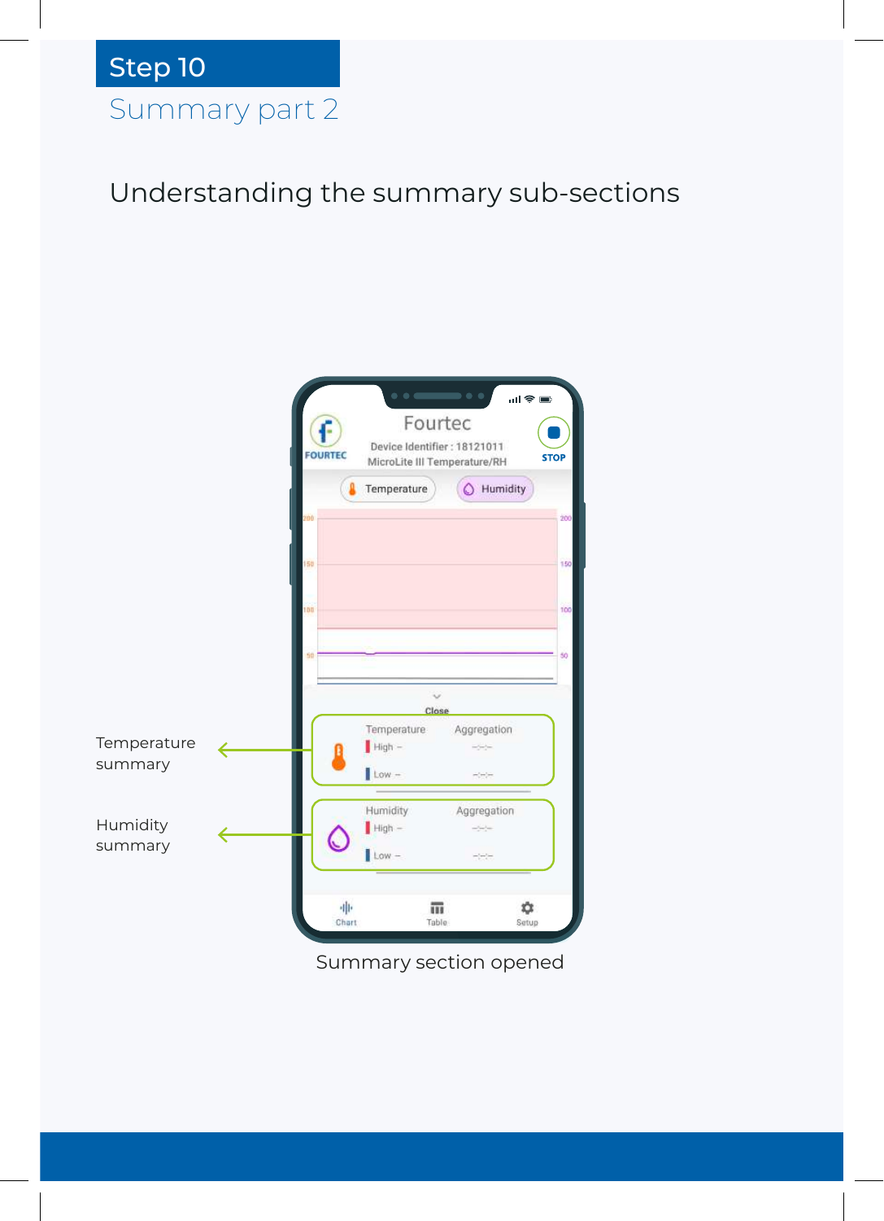# Step 10

## Summary part 2

### Understanding the summary sub-sections

Temperature summary

Humidity summary

Summary section opened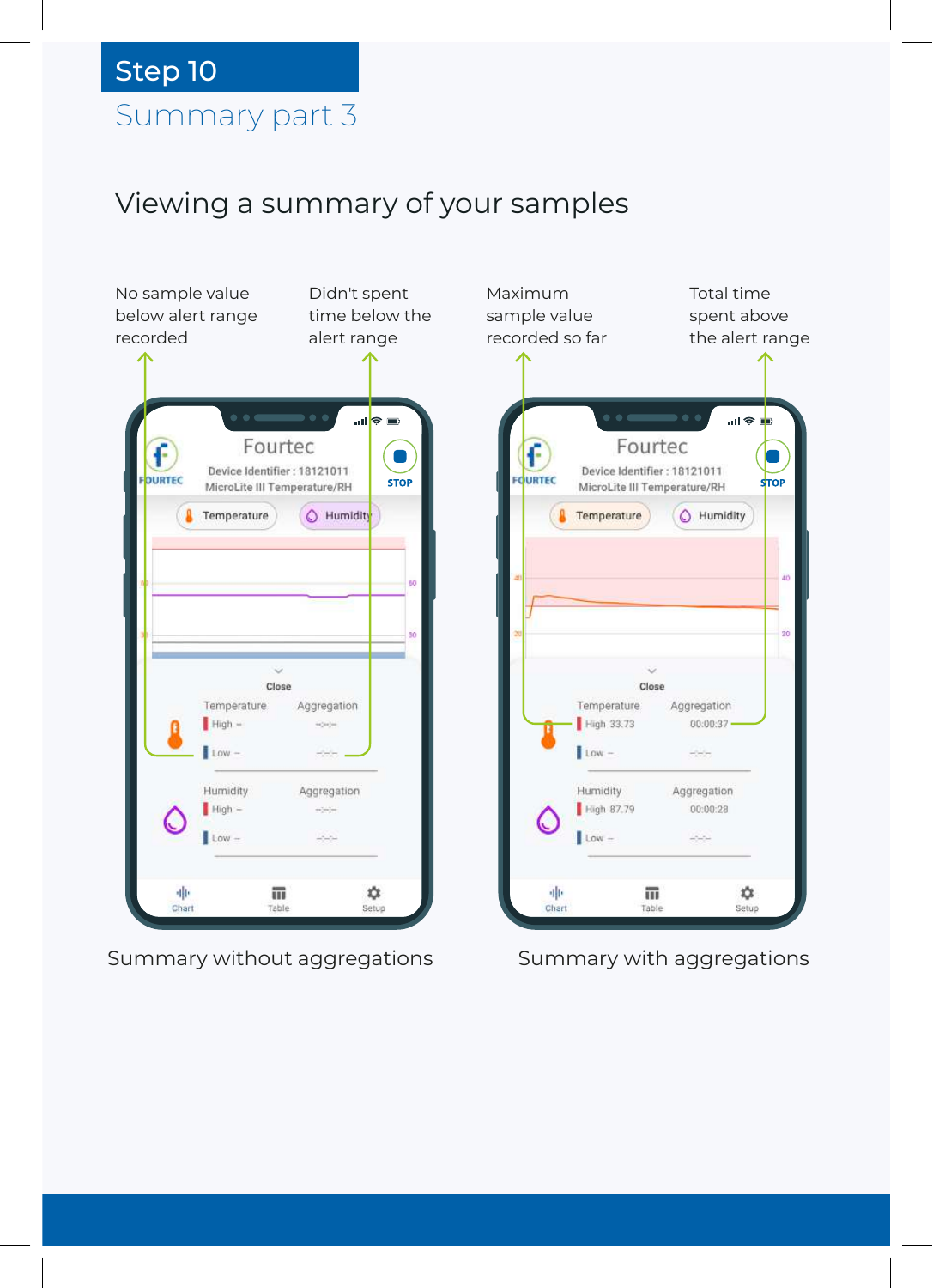# Step 10

## Summary part 3

### Viewing a summary of your samples

No sample value below alert range recorded

Didn't spent time below the alert range

Maximum sample value recorded so far

Total time spent above the alert range

Summary without aggregations

Summary with aggregations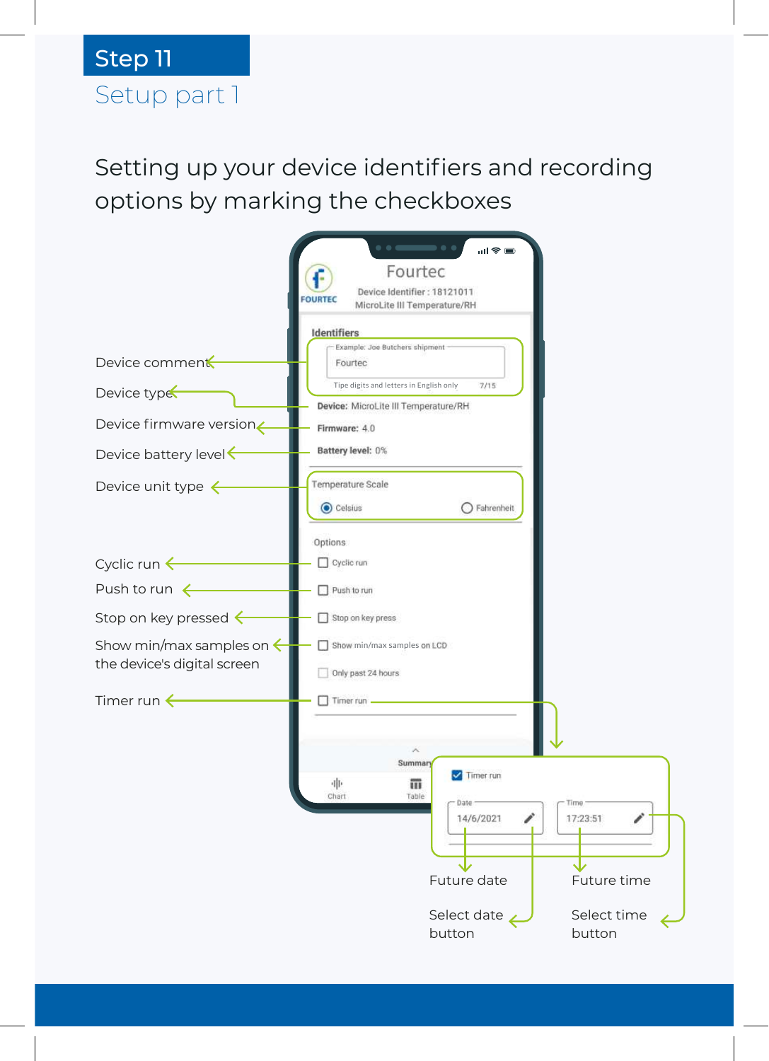# Step 11

## Setup part 1

Setting up your device identifiers and recording options by marking the checkboxes

Device comment

Device type

Device firmware version

Device battery level

Device unit type

Cyclic run

Push to run

Stop on key pressed

Show min/max samples on the device's digital screen

Timer run

Future date

Select date button

Future time

Select time button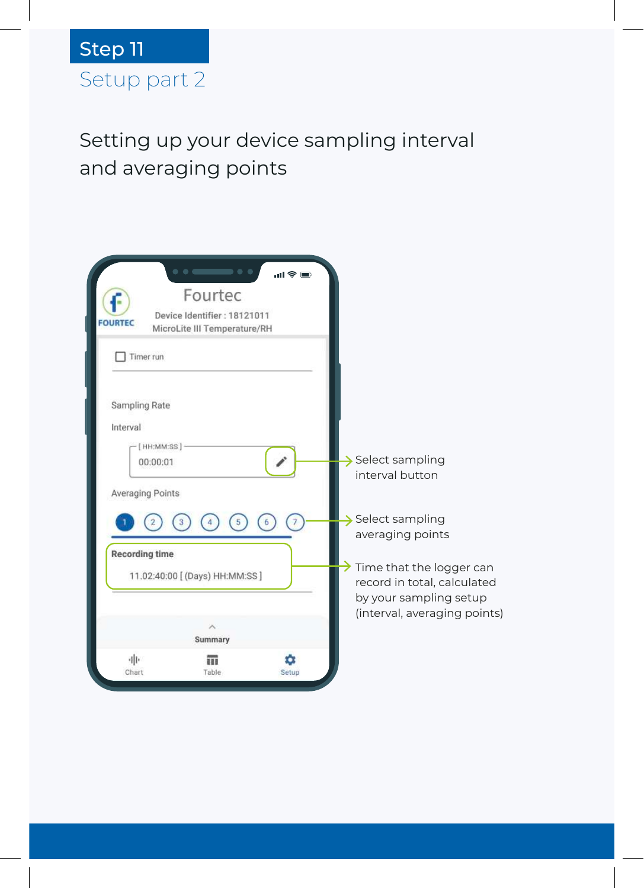# Step 11

## Setup part 2

Setting up your device sampling interval and averaging points

Fourtec

FOURTEC

Device Identifier : 18121011

MicroLite III Temperature/RH

Timer run

Sampling Rate

Interval

[ HH:MM:SS ]

00:00:01

Averaging Points

1 2 3 4 5 6 7

Recording time

11.02:40:00 [ (Days) HH:MM:SS ]

Summary

Chart Table Setup

Select sampling interval button

Select sampling averaging points

Time that the logger can record in total, calculated by your sampling setup (interval, averaging points)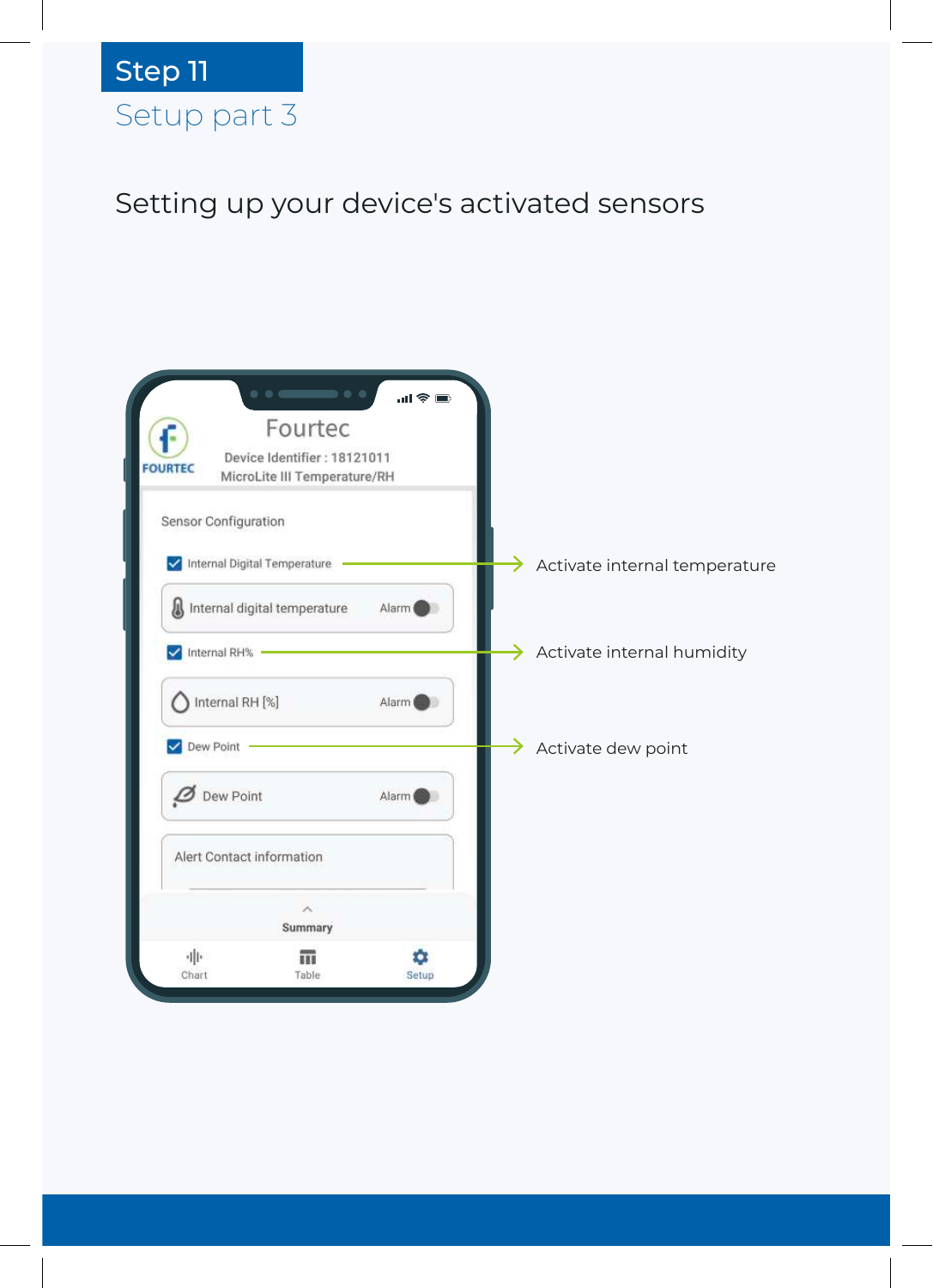# Step 11

## Setup part 3

Setting up your device's activated sensors

Activate internal temperature

Activate internal humidity

Activate dew point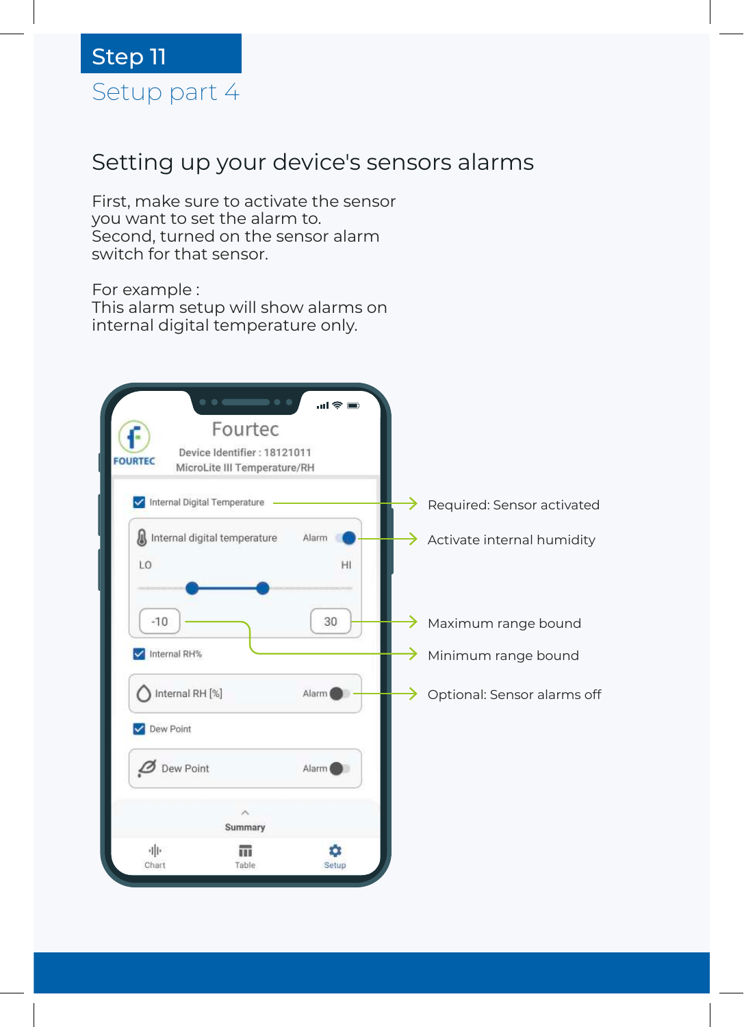# Step 11

## Setup part 4

### Setting up your device's sensors alarms

First, make sure to activate the sensor you want to set the alarm to.
Second, turned on the sensor alarm switch for that sensor.

For example :
This alarm setup will show alarms on internal digital temperature only.

Fourtec

Device Identifier : 18121011
MicroLite III Temperature/RH

Internal Digital Temperature — Required: Sensor activated

Internal digital temperature Alarm — Activate internal humidity

LO HI

-10 30

Maximum range bound

Minimum range bound

Internal RH%

Internal RH [%] Alarm — Optional: Sensor alarms off

Dew Point

Dew Point Alarm

Summary

Chart Table Setup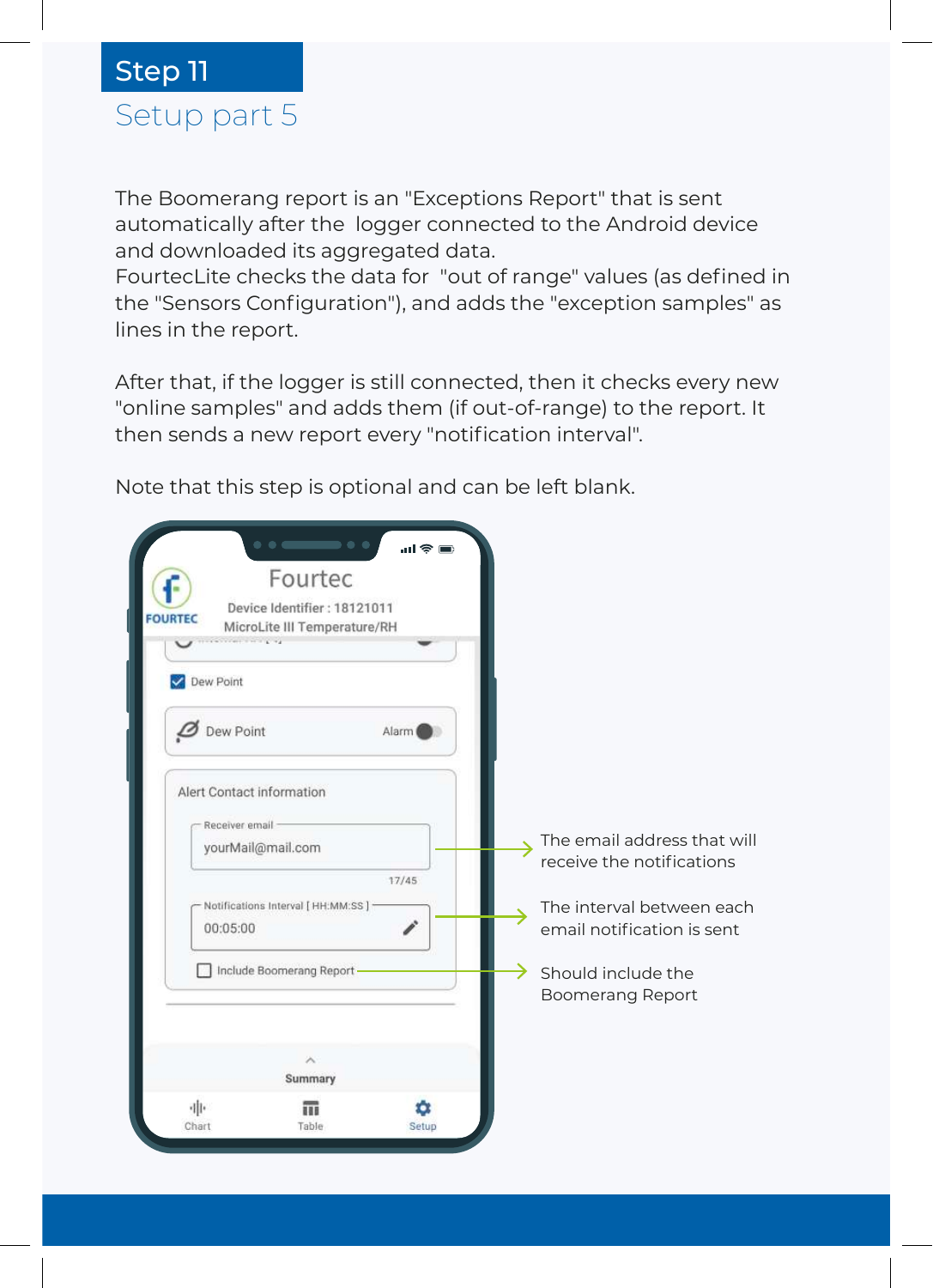# Step 11

## Setup part 5

The Boomerang report is an "Exceptions Report" that is sent automatically after the logger connected to the Android device and downloaded its aggregated data.
FourtecLite checks the data for "out of range" values (as defined in the "Sensors Configuration"), and adds the "exception samples" as lines in the report.

After that, if the logger is still connected, then it checks every new "online samples" and adds them (if out-of-range) to the report. It then sends a new report every "notification interval".

Note that this step is optional and can be left blank.

Fourtec

Device Identifier : 18121011

MicroLite III Temperature/RH

Dew Point

Dew Point Alarm

Alert Contact information

Receiver email: yourMail@mail.com — The email address that will receive the notifications

17/45

Notifications Interval [ HH:MM:SS ]: 00:05:00 — The interval between each email notification is sent

Include Boomerang Report — Should include the Boomerang Report

Summary

Chart | Table | Setup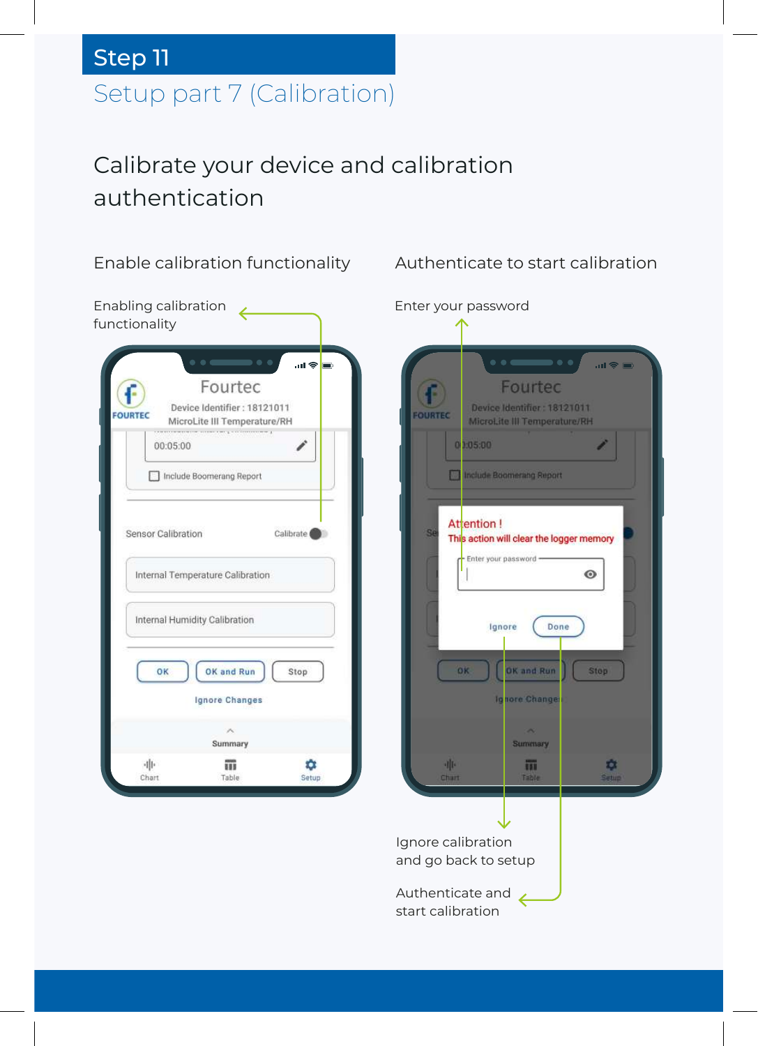# Step 11

## Setup part 7 (Calibration)

### Calibrate your device and calibration authentication

**Enable calibration functionality**

Enabling calibration functionality

Fourtec
Device Identifier : 18121011
MicroLite III Temperature/RH

00:05:00

Include Boomerang Report

Sensor Calibration — Calibrate

Internal Temperature Calibration

Internal Humidity Calibration

OK | OK and Run | Stop

Ignore Changes

Summary

Chart | Table | Setup

**Authenticate to start calibration**

Enter your password

Attention !
This action will clear the logger memory

Enter your password

Ignore | Done

Ignore calibration and go back to setup

Authenticate and start calibration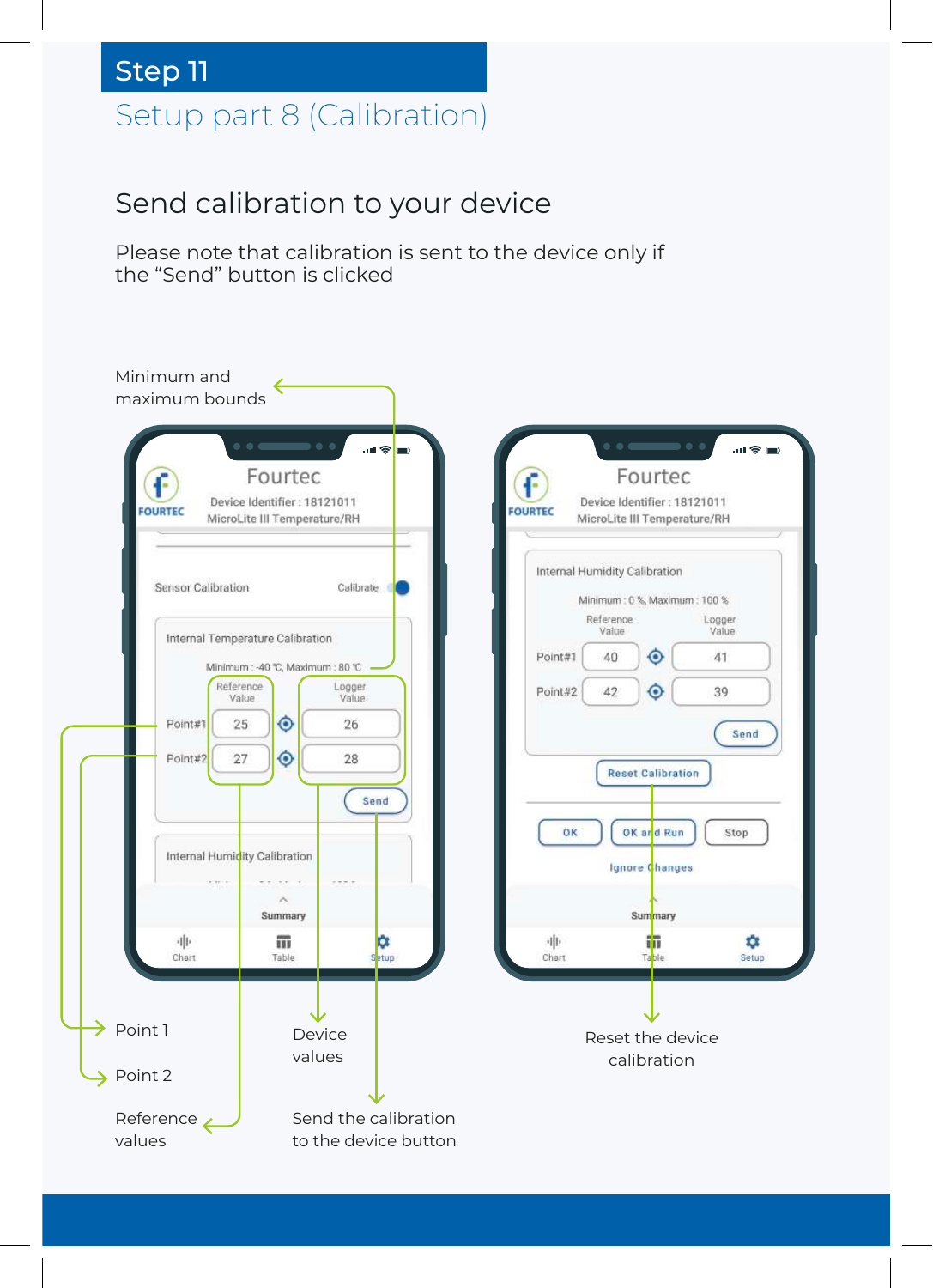# Step 11

## Setup part 8 (Calibration)

### Send calibration to your device

Please note that calibration is sent to the device only if the “Send” button is clicked

Minimum and maximum bounds

Fourtec
Device Identifier : 18121011
MicroLite III Temperature/RH

Sensor Calibration — Calibrate

Internal Temperature Calibration

Minimum : -40 ℃, Maximum : 80 ℃

| | Reference Value | | Logger Value |
|---|---|---|---|
| Point#1 | 25 | | 26 |
| Point#2 | 27 | | 28 |

Send

Internal Humidity Calibration

Summary

Chart Table Setup

Fourtec
Device Identifier : 18121011
MicroLite III Temperature/RH

Internal Humidity Calibration

Minimum : 0 %, Maximum : 100 %

| | Reference Value | | Logger Value |
|---|---|---|---|
| Point#1 | 40 | | 41 |
| Point#2 | 42 | | 39 |

Send

Reset Calibration

OK — OK and Run — Stop

Ignore Changes

Summary

Chart Table Setup

Point 1

Point 2

Reference values

Device values

Send the calibration to the device button

Reset the device calibration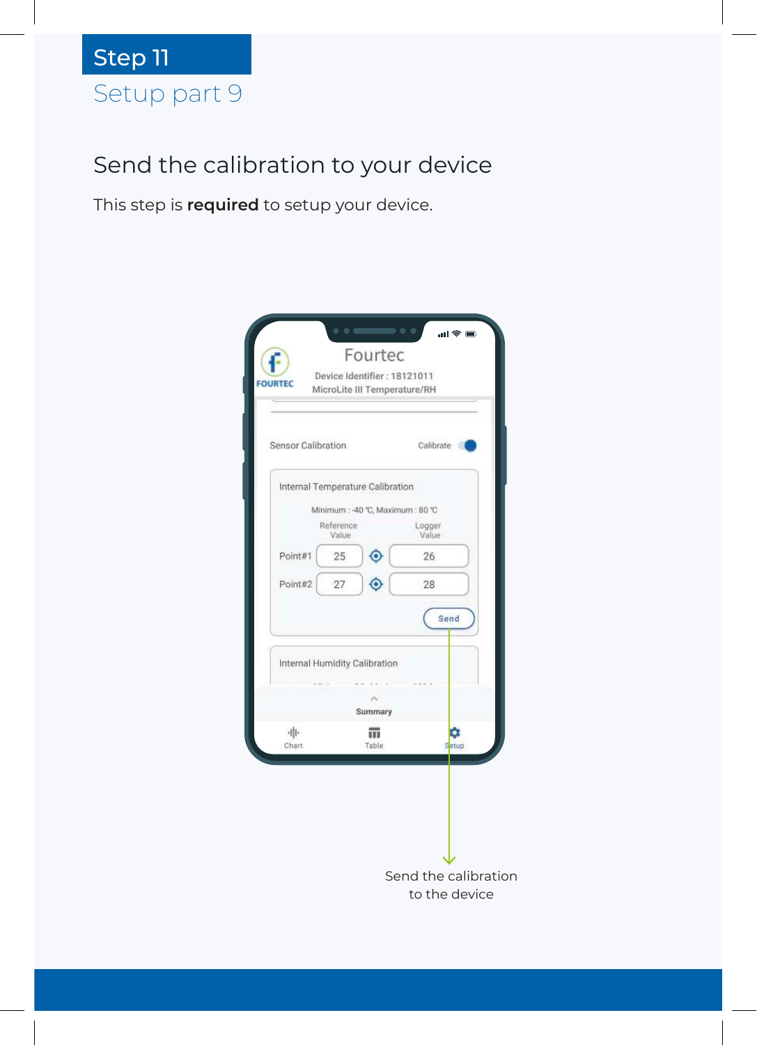# Step 11

## Setup part 9

### Send the calibration to your device

This step is **required** to setup your device.

Fourtec

Device Identifier : 18121011
MicroLite III Temperature/RH

Sensor Calibration    Calibrate

Internal Temperature Calibration

Minimum : -40 ℃, Maximum : 80 ℃

| | Reference Value | | Logger Value |
|---|---|---|---|
| Point#1 | 25 | | 26 |
| Point#2 | 27 | | 28 |

Send

Internal Humidity Calibration

Summary

Chart    Table    Setup

Send the calibration to the device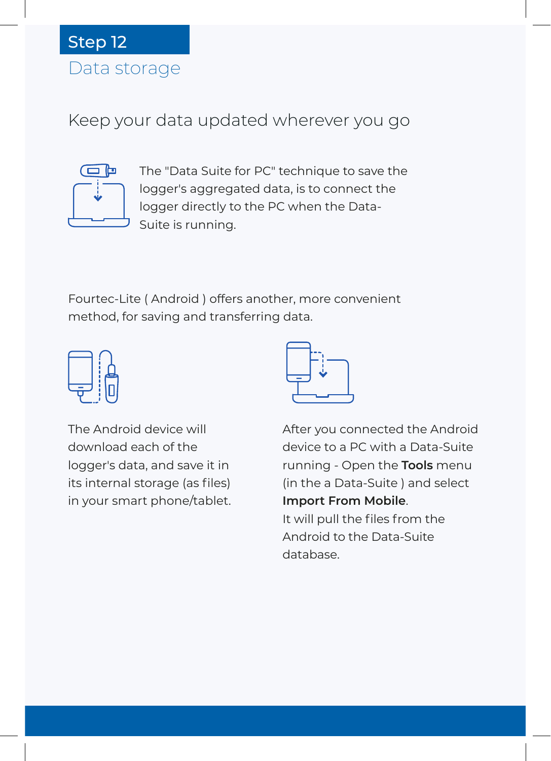## Step 12

### Data storage

Keep your data updated wherever you go

The "Data Suite for PC" technique to save the logger's aggregated data, is to connect the logger directly to the PC when the Data-Suite is running.

Fourtec-Lite ( Android ) offers another, more convenient method, for saving and transferring data.

The Android device will download each of the logger's data, and save it in its internal storage (as files) in your smart phone/tablet.

After you connected the Android device to a PC with a Data-Suite running - Open the **Tools** menu (in the a Data-Suite ) and select **Import From Mobile**.
It will pull the files from the Android to the Data-Suite database.